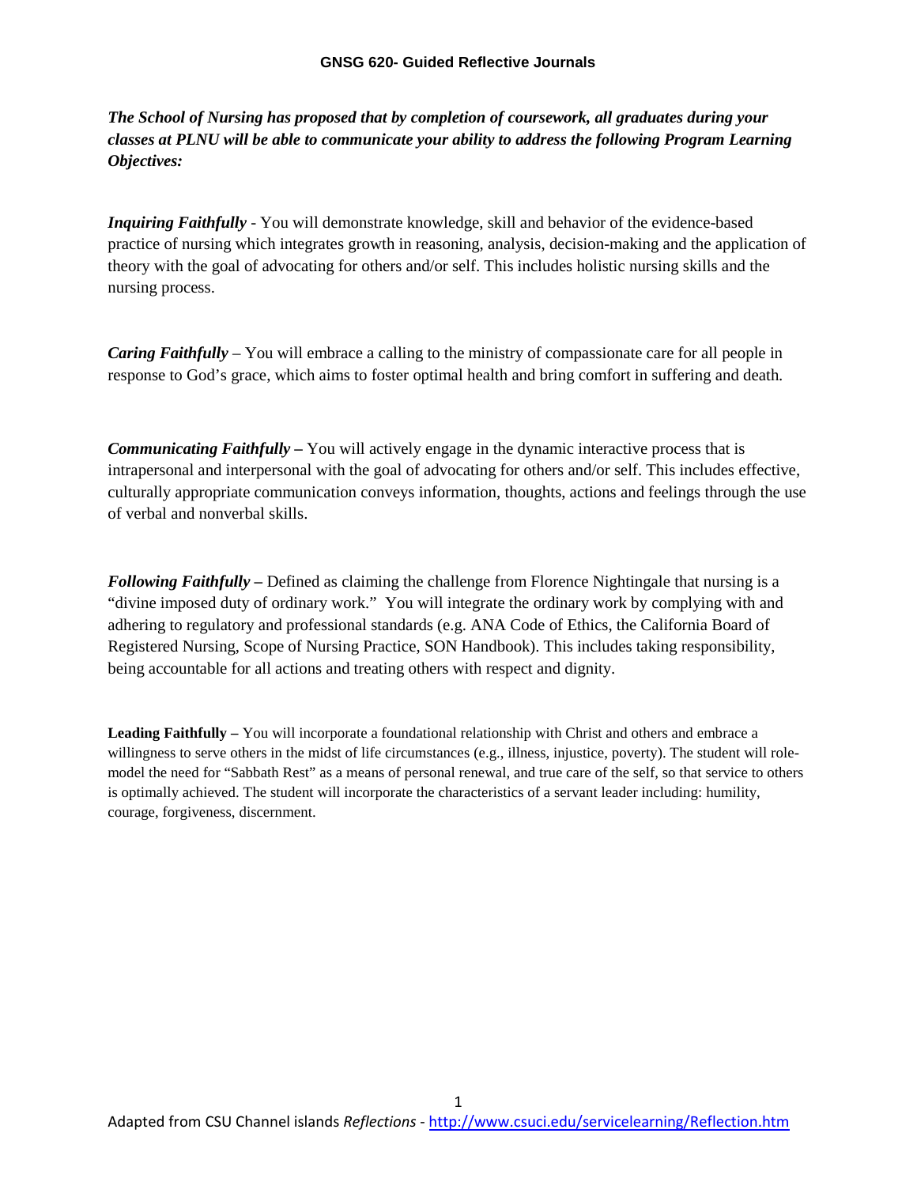# GNSG 620- Guided Reflective Journals

***The School of Nursing has proposed that by completion of coursework, all graduates during your classes at PLNU will be able to communicate your ability to address the following Program Learning Objectives:***

***Inquiring Faithfully*** - You will demonstrate knowledge, skill and behavior of the evidence-based practice of nursing which integrates growth in reasoning, analysis, decision-making and the application of theory with the goal of advocating for others and/or self. This includes holistic nursing skills and the nursing process.

***Caring Faithfully*** – You will embrace a calling to the ministry of compassionate care for all people in response to God's grace, which aims to foster optimal health and bring comfort in suffering and death.

***Communicating Faithfully*** **–** You will actively engage in the dynamic interactive process that is intrapersonal and interpersonal with the goal of advocating for others and/or self. This includes effective, culturally appropriate communication conveys information, thoughts, actions and feelings through the use of verbal and nonverbal skills.

***Following Faithfully*** **–** Defined as claiming the challenge from Florence Nightingale that nursing is a "divine imposed duty of ordinary work." You will integrate the ordinary work by complying with and adhering to regulatory and professional standards (e.g. ANA Code of Ethics, the California Board of Registered Nursing, Scope of Nursing Practice, SON Handbook). This includes taking responsibility, being accountable for all actions and treating others with respect and dignity.

**Leading Faithfully –** You will incorporate a foundational relationship with Christ and others and embrace a willingness to serve others in the midst of life circumstances (e.g., illness, injustice, poverty). The student will role-model the need for "Sabbath Rest" as a means of personal renewal, and true care of the self, so that service to others is optimally achieved. The student will incorporate the characteristics of a servant leader including: humility, courage, forgiveness, discernment.

Adapted from CSU Channel islands *Reflections* - http://www.csuci.edu/servicelearning/Reflection.htm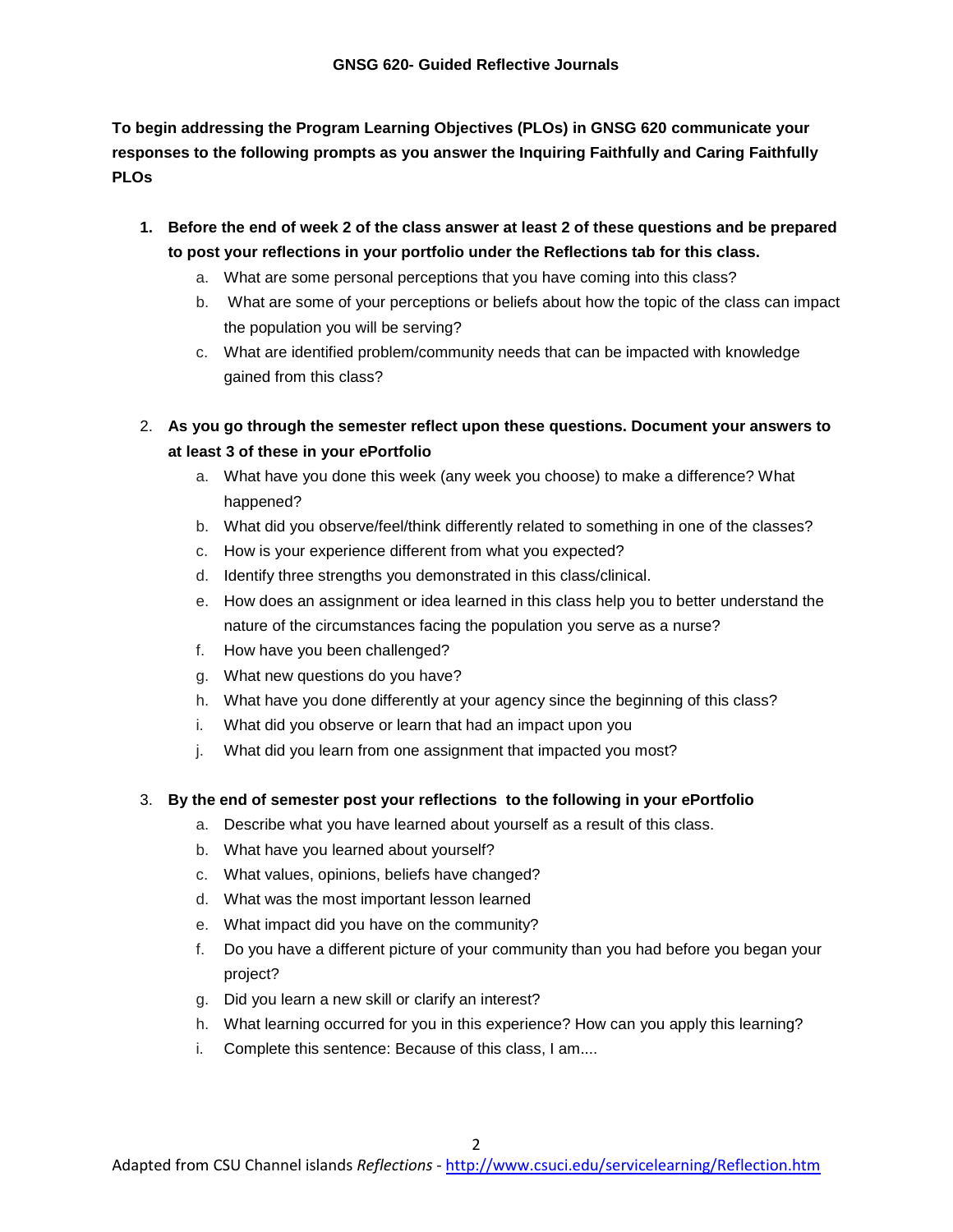# GNSG 620- Guided Reflective Journals

**To begin addressing the Program Learning Objectives (PLOs) in GNSG 620 communicate your responses to the following prompts as you answer the Inquiring Faithfully and Caring Faithfully PLOs**

1. **Before the end of week 2 of the class answer at least 2 of these questions and be prepared to post your reflections in your portfolio under the Reflections tab for this class.**
   a. What are some personal perceptions that you have coming into this class?
   b. What are some of your perceptions or beliefs about how the topic of the class can impact the population you will be serving?
   c. What are identified problem/community needs that can be impacted with knowledge gained from this class?

2. **As you go through the semester reflect upon these questions. Document your answers to at least 3 of these in your ePortfolio**
   a. What have you done this week (any week you choose) to make a difference? What happened?
   b. What did you observe/feel/think differently related to something in one of the classes?
   c. How is your experience different from what you expected?
   d. Identify three strengths you demonstrated in this class/clinical.
   e. How does an assignment or idea learned in this class help you to better understand the nature of the circumstances facing the population you serve as a nurse?
   f. How have you been challenged?
   g. What new questions do you have?
   h. What have you done differently at your agency since the beginning of this class?
   i. What did you observe or learn that had an impact upon you
   j. What did you learn from one assignment that impacted you most?

3. **By the end of semester post your reflections to the following in your ePortfolio**
   a. Describe what you have learned about yourself as a result of this class.
   b. What have you learned about yourself?
   c. What values, opinions, beliefs have changed?
   d. What was the most important lesson learned
   e. What impact did you have on the community?
   f. Do you have a different picture of your community than you had before you began your project?
   g. Did you learn a new skill or clarify an interest?
   h. What learning occurred for you in this experience? How can you apply this learning?
   i. Complete this sentence: Because of this class, I am....

Adapted from CSU Channel islands *Reflections* - http://www.csuci.edu/servicelearning/Reflection.htm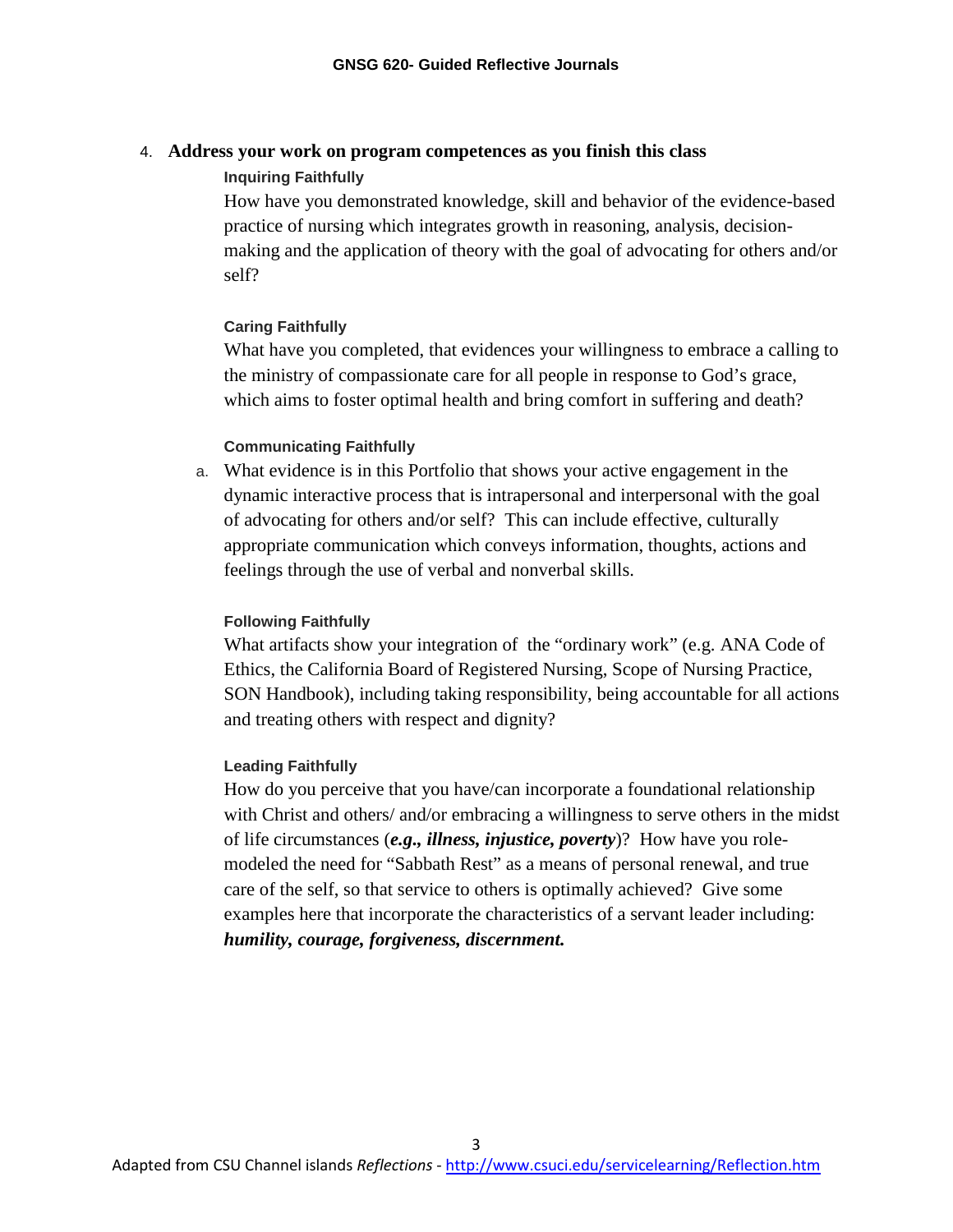4. **Address your work on program competences as you finish this class**

   **Inquiring Faithfully**

   How have you demonstrated knowledge, skill and behavior of the evidence-based practice of nursing which integrates growth in reasoning, analysis, decision-making and the application of theory with the goal of advocating for others and/or self?

   **Caring Faithfully**

   What have you completed, that evidences your willingness to embrace a calling to the ministry of compassionate care for all people in response to God's grace, which aims to foster optimal health and bring comfort in suffering and death?

   **Communicating Faithfully**

   a. What evidence is in this Portfolio that shows your active engagement in the dynamic interactive process that is intrapersonal and interpersonal with the goal of advocating for others and/or self? This can include effective, culturally appropriate communication which conveys information, thoughts, actions and feelings through the use of verbal and nonverbal skills.

   **Following Faithfully**

   What artifacts show your integration of the "ordinary work" (e.g. ANA Code of Ethics, the California Board of Registered Nursing, Scope of Nursing Practice, SON Handbook), including taking responsibility, being accountable for all actions and treating others with respect and dignity?

   **Leading Faithfully**

   How do you perceive that you have/can incorporate a foundational relationship with Christ and others/ and/or embracing a willingness to serve others in the midst of life circumstances (***e.g., illness, injustice, poverty***)? How have you role-modeled the need for "Sabbath Rest" as a means of personal renewal, and true care of the self, so that service to others is optimally achieved? Give some examples here that incorporate the characteristics of a servant leader including: ***humility, courage, forgiveness, discernment.***